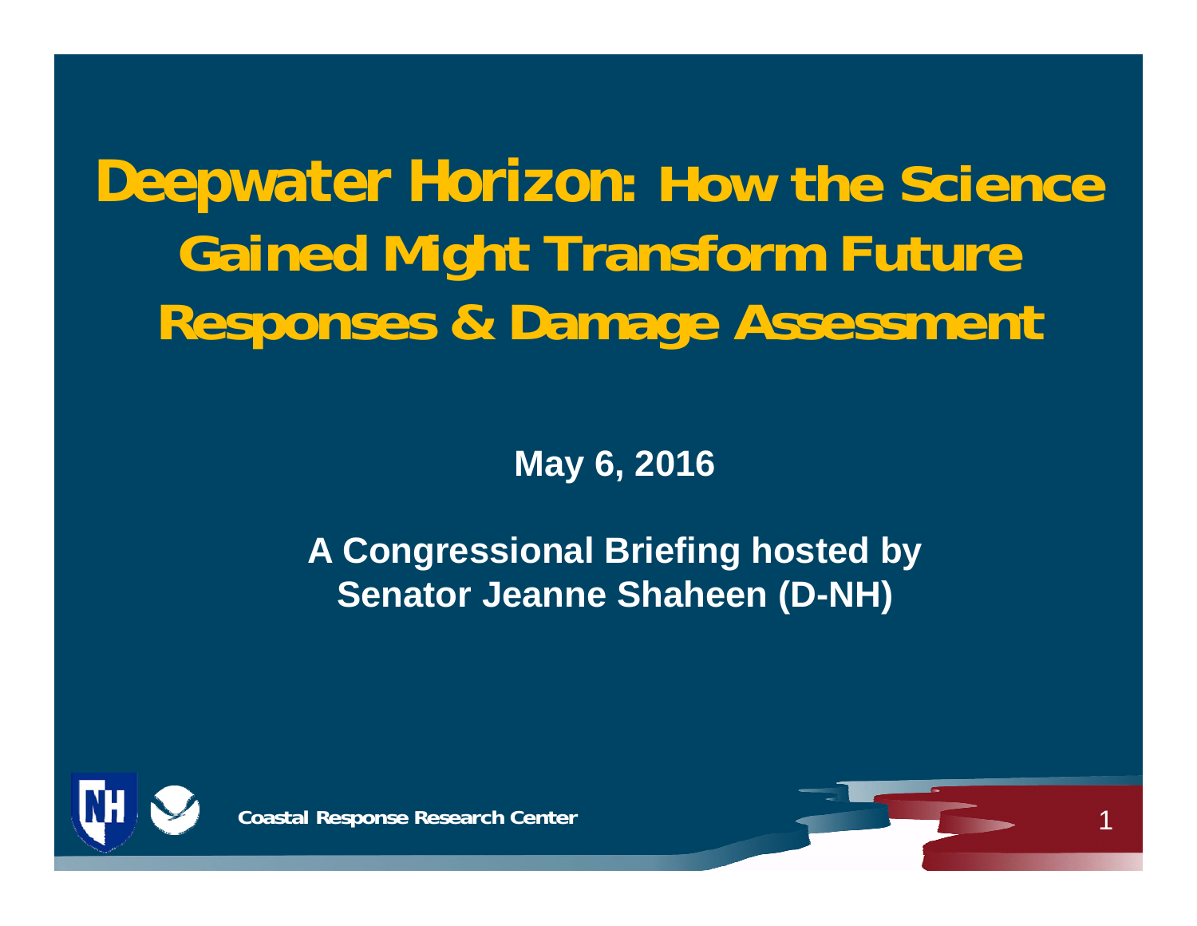# Deepwater Horizon: How the Science Gained Might Transform Future Responses & Damage Assessment

**May 6, 2016**

**A Congressional Briefing hosted by Senator Jeanne Shaheen (D-NH)**

**Coastal Response Research Center**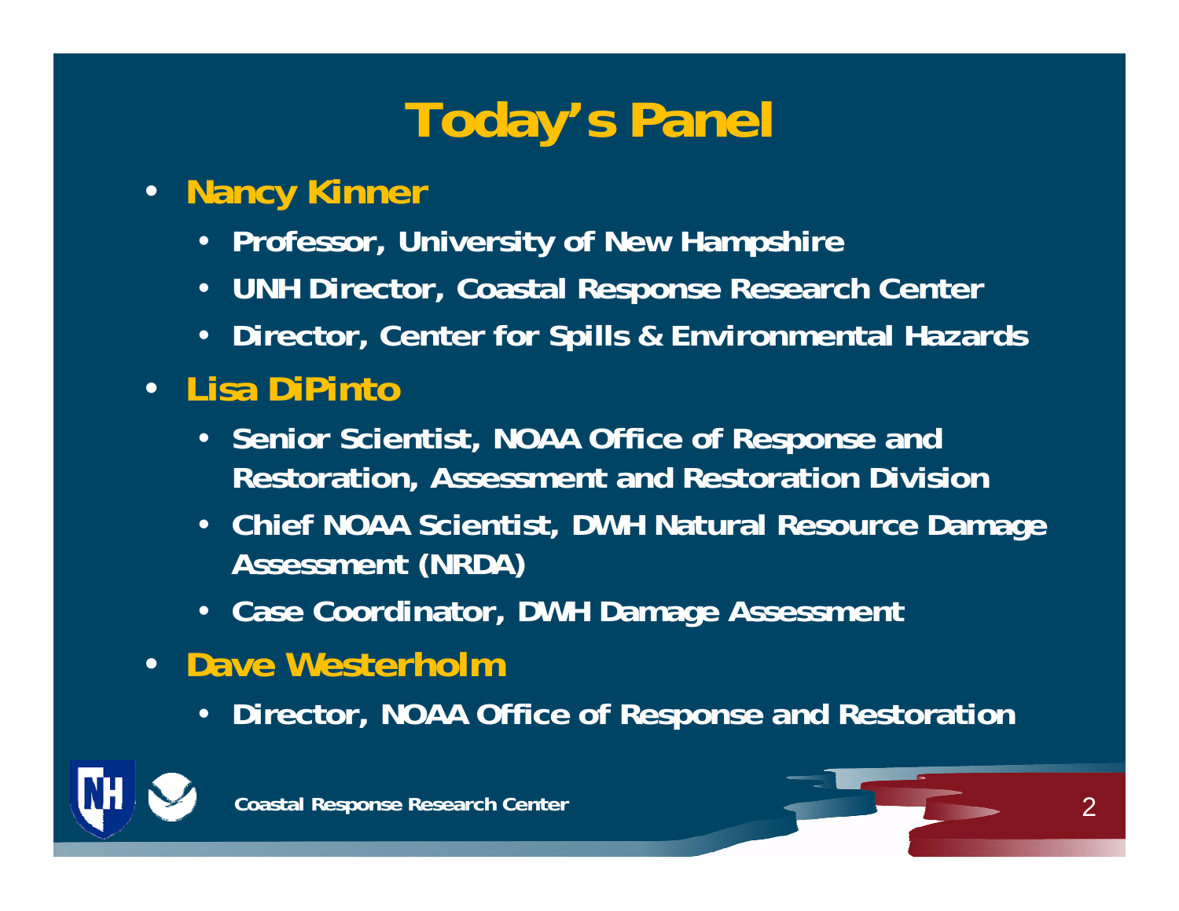# Today's Panel

- **Nancy Kinner**
  - Professor, University of New Hampshire
  - UNH Director, Coastal Response Research Center
  - Director, Center for Spills & Environmental Hazards
- **Lisa DiPinto**
  - Senior Scientist, NOAA Office of Response and Restoration, Assessment and Restoration Division
  - Chief NOAA Scientist, DWH Natural Resource Damage Assessment (NRDA)
  - Case Coordinator, DWH Damage Assessment
- **Dave Westerholm**
  - Director, NOAA Office of Response and Restoration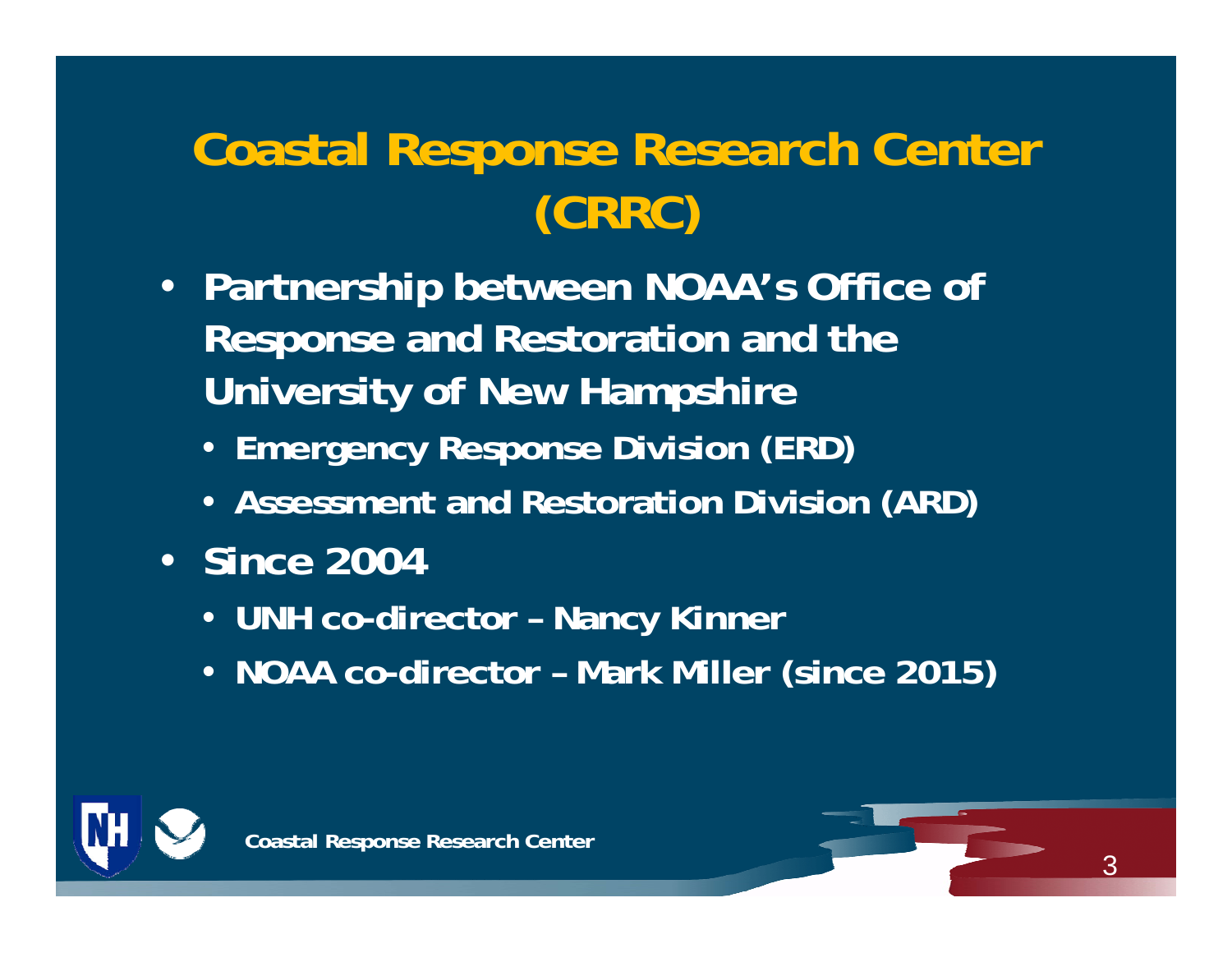# Coastal Response Research Center (CRRC)

- Partnership between NOAA's Office of Response and Restoration and the University of New Hampshire
  - Emergency Response Division (ERD)
  - Assessment and Restoration Division (ARD)
- Since 2004
  - UNH co-director – Nancy Kinner
  - NOAA co-director – Mark Miller (since 2015)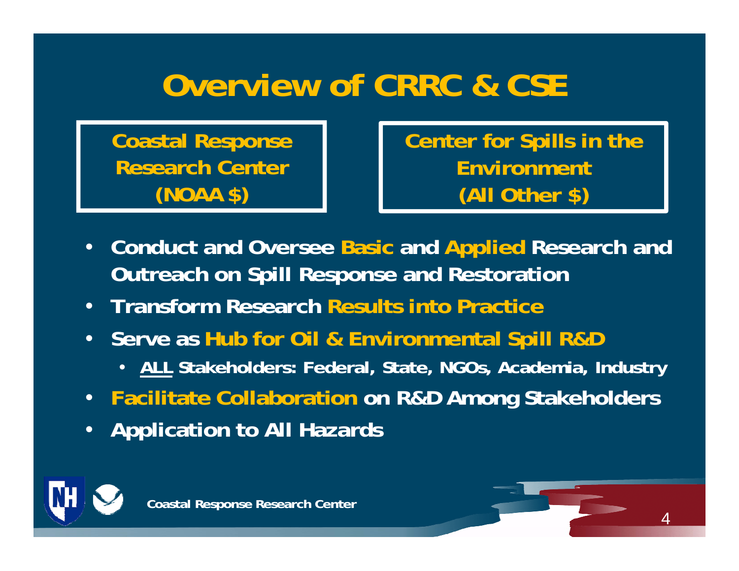# Overview of CRRC & CSE

**Coastal Response Research Center (NOAA $)**

**Center for Spills in the Environment (All Other $)**

- Conduct and Oversee **Basic** and **Applied** Research and Outreach on Spill Response and Restoration
- Transform Research **Results into Practice**
- Serve as **Hub for Oil & Environmental Spill R&D**
  - ALL Stakeholders: Federal, State, NGOs, Academia, Industry
- **Facilitate Collaboration** on R&D Among Stakeholders
- Application to All Hazards

Coastal Response Research Center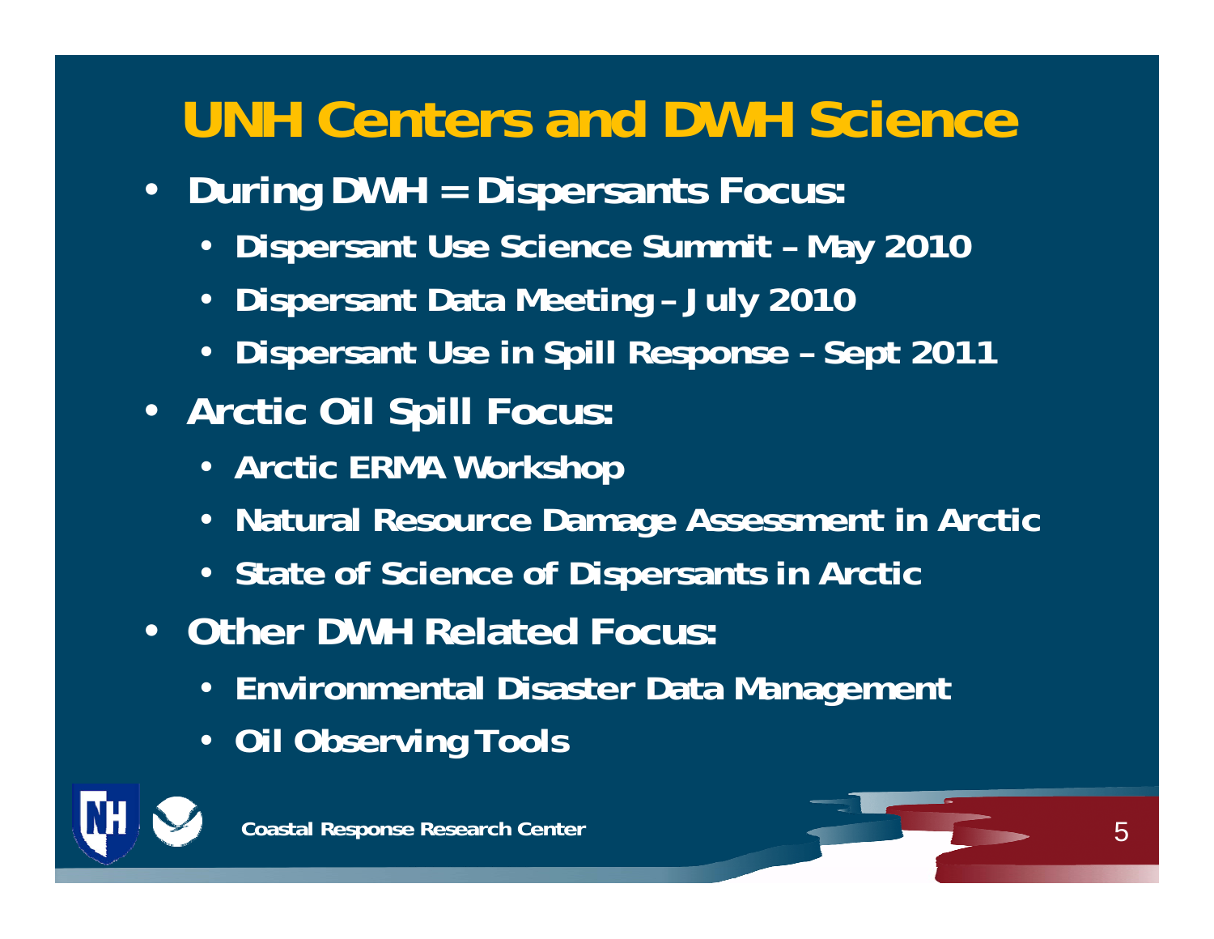# UNH Centers and DWH Science

- **During DWH = Dispersants Focus:**
  - **Dispersant Use Science Summit – May 2010**
  - **Dispersant Data Meeting – July 2010**
  - **Dispersant Use in Spill Response – Sept 2011**
- **Arctic Oil Spill Focus:**
  - **Arctic ERMA Workshop**
  - **Natural Resource Damage Assessment in Arctic**
  - **State of Science of Dispersants in Arctic**
- **Other DWH Related Focus:**
  - **Environmental Disaster Data Management**
  - **Oil Observing Tools**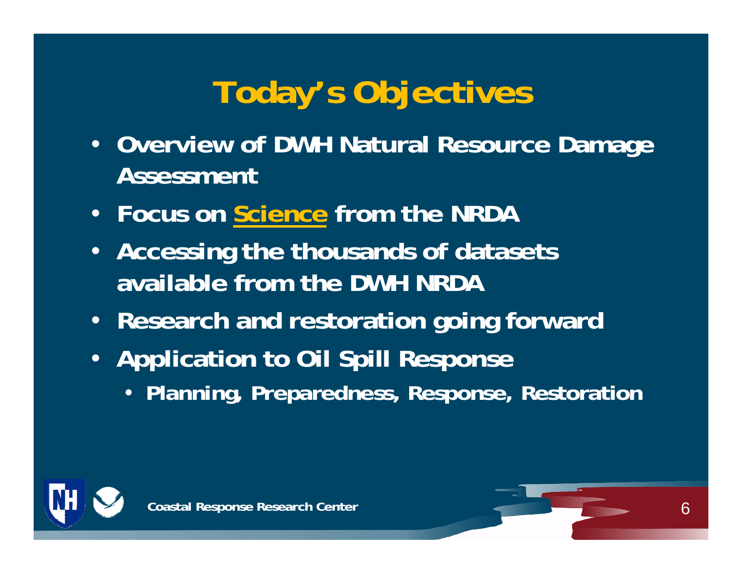# Today's Objectives

- Overview of DWH Natural Resource Damage Assessment
- Focus on Science from the NRDA
- Accessing the thousands of datasets available from the DWH NRDA
- Research and restoration going forward
- Application to Oil Spill Response
  - Planning, Preparedness, Response, Restoration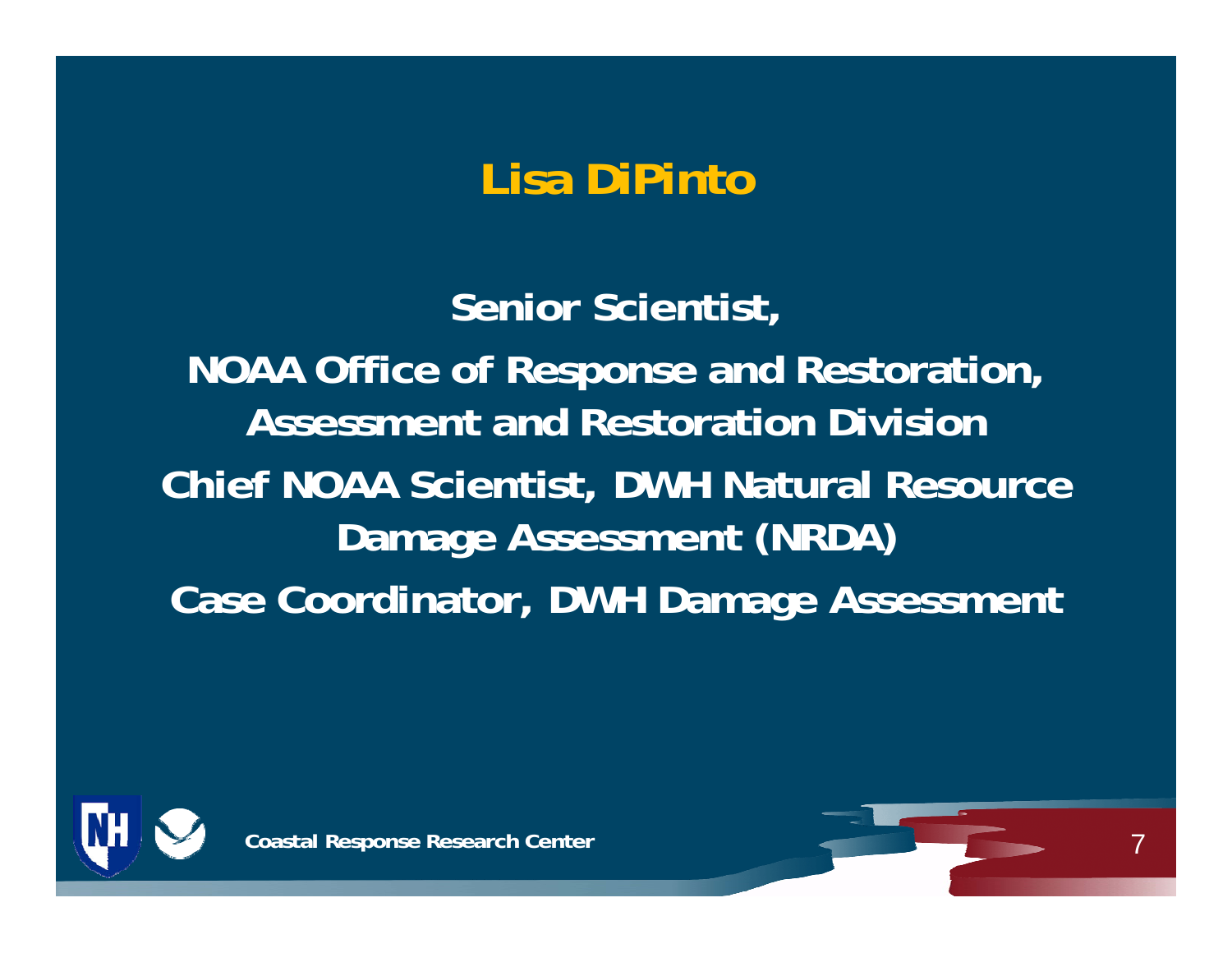# Lisa DiPinto

**Senior Scientist,**

**NOAA Office of Response and Restoration, Assessment and Restoration Division**

**Chief NOAA Scientist, DWH Natural Resource Damage Assessment (NRDA)**

**Case Coordinator, DWH Damage Assessment**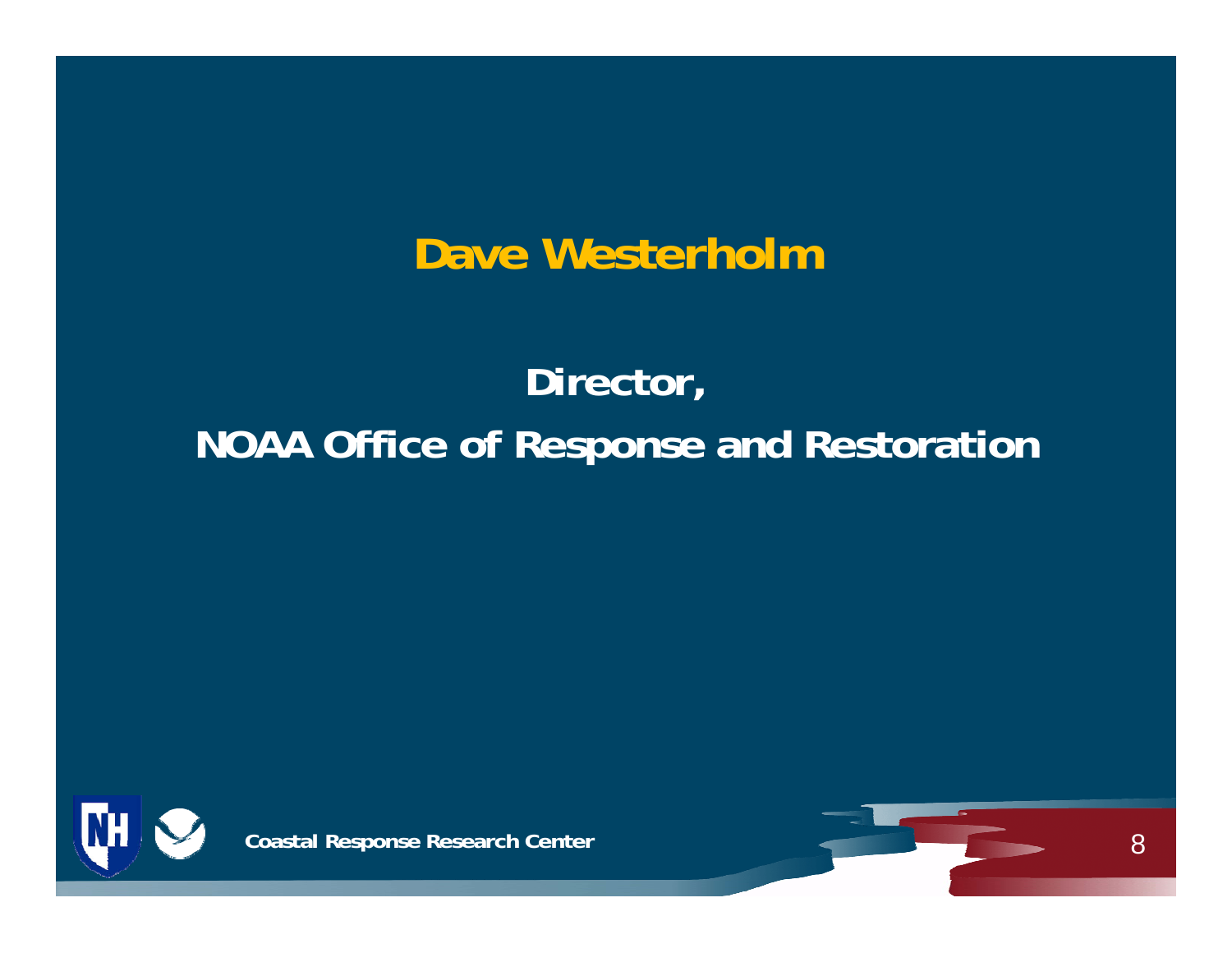# Dave Westerholm

**Director,**

**NOAA Office of Response and Restoration**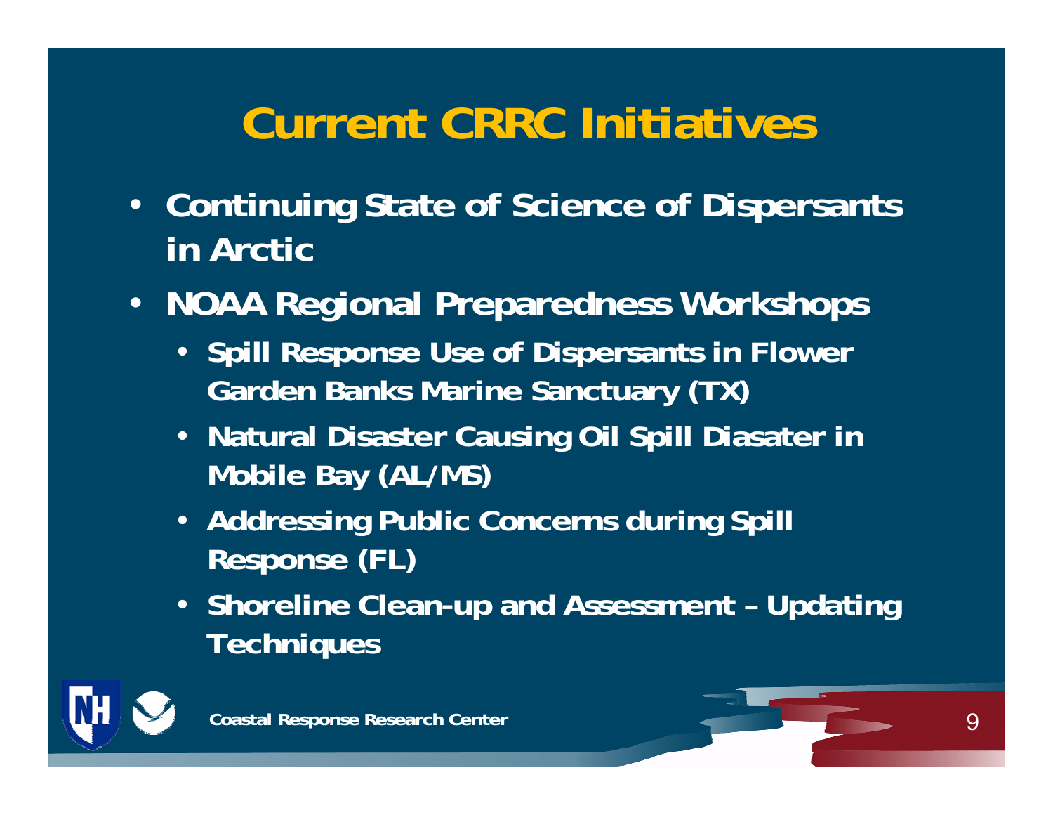# Current CRRC Initiatives

- Continuing State of Science of Dispersants in Arctic
- NOAA Regional Preparedness Workshops
  - Spill Response Use of Dispersants in Flower Garden Banks Marine Sanctuary (TX)
  - Natural Disaster Causing Oil Spill Diasater in Mobile Bay (AL/MS)
  - Addressing Public Concerns during Spill Response (FL)
  - Shoreline Clean-up and Assessment – Updating Techniques

Coastal Response Research Center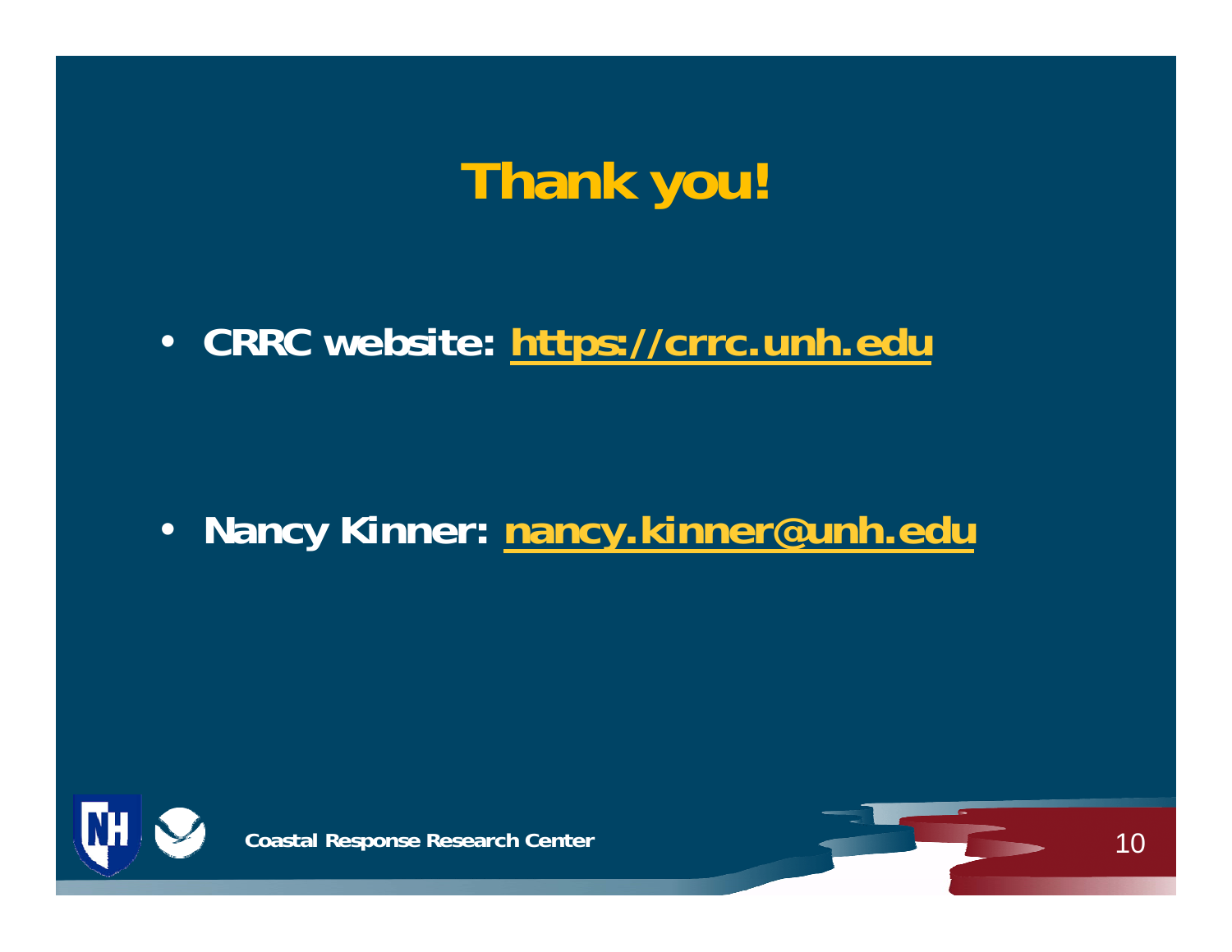# Thank you!

- **CRRC website: https://crrc.unh.edu**

- **Nancy Kinner: nancy.kinner@unh.edu**